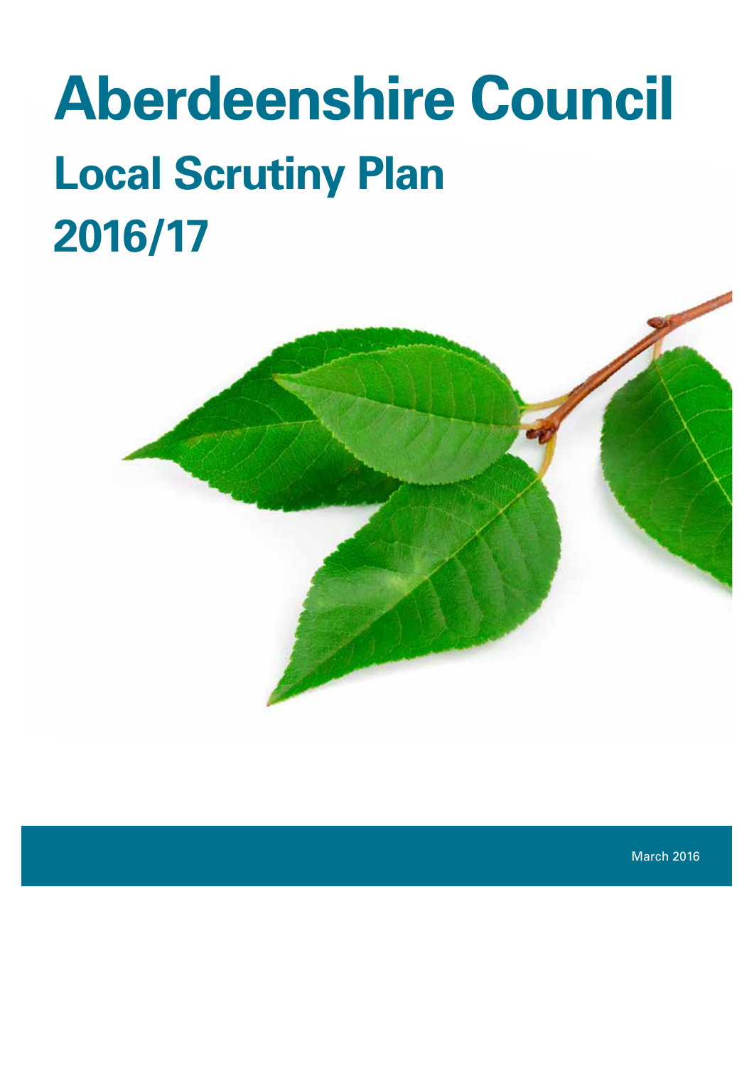# Aberdeenshire Council

## Local Scrutiny Plan

## 2016/17

March 2016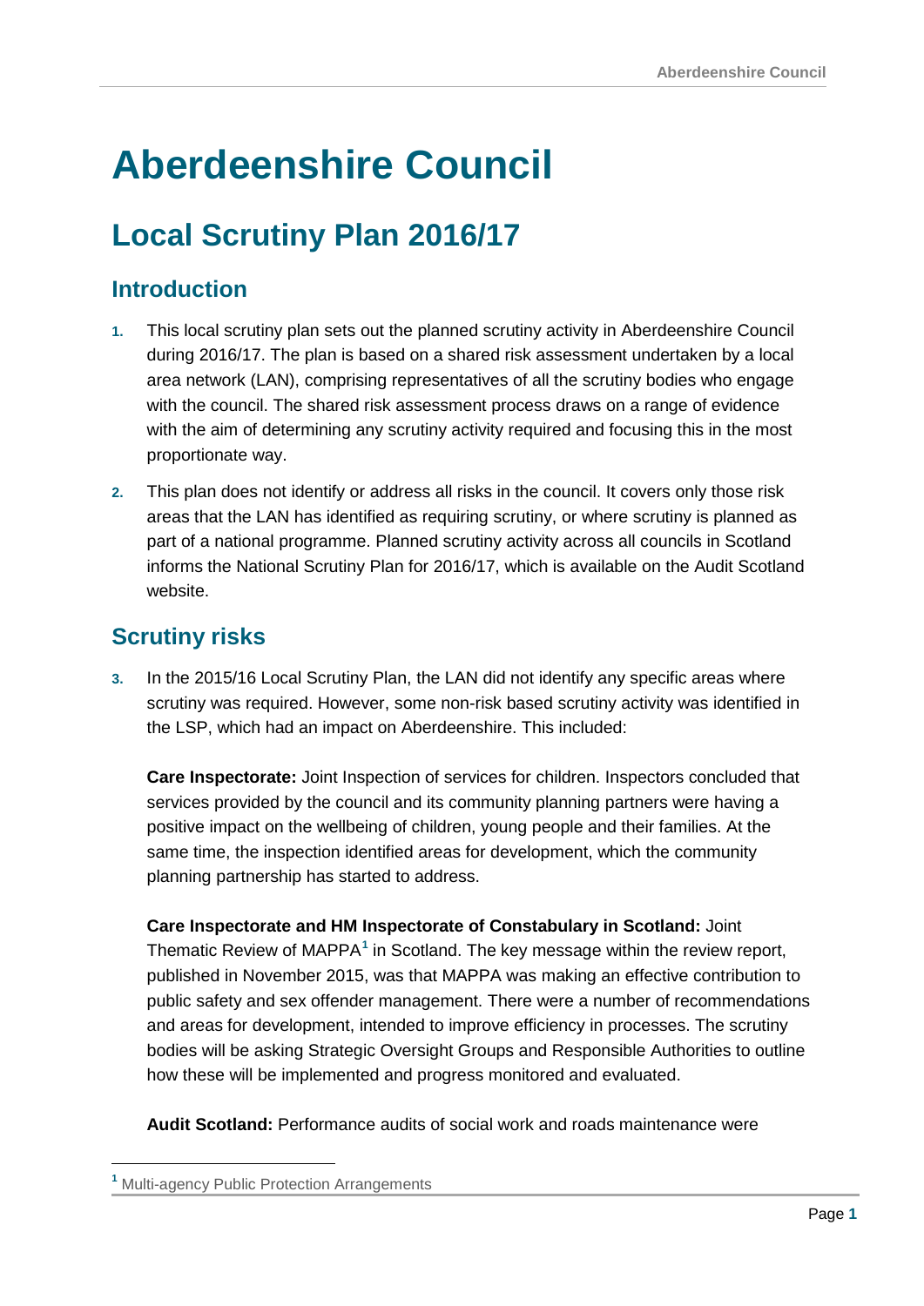# Aberdeenshire Council

## Local Scrutiny Plan 2016/17

### Introduction

1. This local scrutiny plan sets out the planned scrutiny activity in Aberdeenshire Council during 2016/17. The plan is based on a shared risk assessment undertaken by a local area network (LAN), comprising representatives of all the scrutiny bodies who engage with the council. The shared risk assessment process draws on a range of evidence with the aim of determining any scrutiny activity required and focusing this in the most proportionate way.

2. This plan does not identify or address all risks in the council. It covers only those risk areas that the LAN has identified as requiring scrutiny, or where scrutiny is planned as part of a national programme. Planned scrutiny activity across all councils in Scotland informs the National Scrutiny Plan for 2016/17, which is available on the Audit Scotland website.

### Scrutiny risks

3. In the 2015/16 Local Scrutiny Plan, the LAN did not identify any specific areas where scrutiny was required. However, some non-risk based scrutiny activity was identified in the LSP, which had an impact on Aberdeenshire. This included:

   **Care Inspectorate:** Joint Inspection of services for children. Inspectors concluded that services provided by the council and its community planning partners were having a positive impact on the wellbeing of children, young people and their families. At the same time, the inspection identified areas for development, which the community planning partnership has started to address.

   **Care Inspectorate and HM Inspectorate of Constabulary in Scotland:** Joint Thematic Review of MAPPA[1] in Scotland. The key message within the review report, published in November 2015, was that MAPPA was making an effective contribution to public safety and sex offender management. There were a number of recommendations and areas for development, intended to improve efficiency in processes. The scrutiny bodies will be asking Strategic Oversight Groups and Responsible Authorities to outline how these will be implemented and progress monitored and evaluated.

   **Audit Scotland:** Performance audits of social work and roads maintenance were

[1] Multi-agency Public Protection Arrangements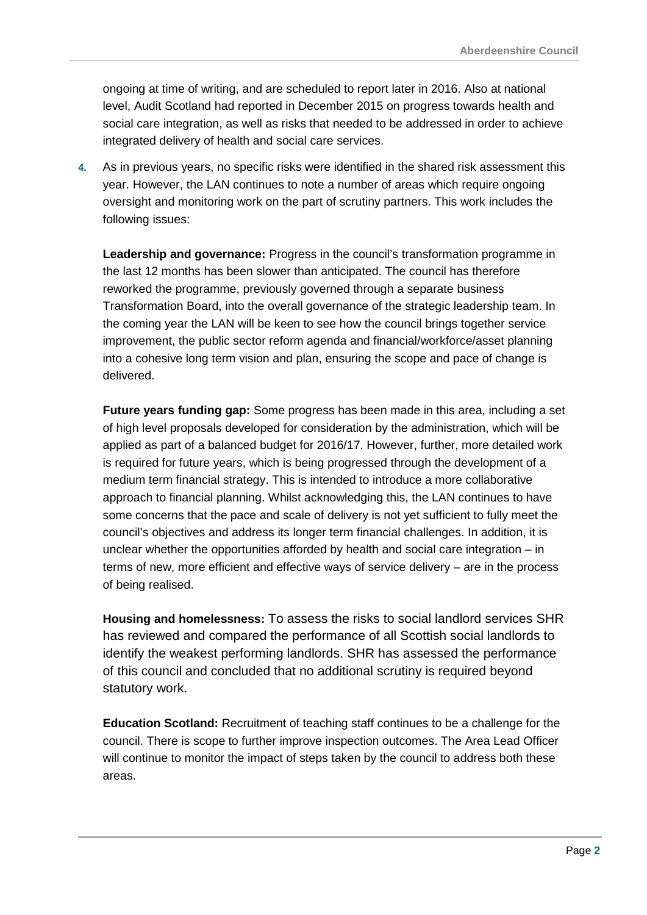ongoing at time of writing, and are scheduled to report later in 2016. Also at national level, Audit Scotland had reported in December 2015 on progress towards health and social care integration, as well as risks that needed to be addressed in order to achieve integrated delivery of health and social care services.

4. As in previous years, no specific risks were identified in the shared risk assessment this year. However, the LAN continues to note a number of areas which require ongoing oversight and monitoring work on the part of scrutiny partners. This work includes the following issues:

   **Leadership and governance:** Progress in the council's transformation programme in the last 12 months has been slower than anticipated. The council has therefore reworked the programme, previously governed through a separate business Transformation Board, into the overall governance of the strategic leadership team. In the coming year the LAN will be keen to see how the council brings together service improvement, the public sector reform agenda and financial/workforce/asset planning into a cohesive long term vision and plan, ensuring the scope and pace of change is delivered.

   **Future years funding gap:** Some progress has been made in this area, including a set of high level proposals developed for consideration by the administration, which will be applied as part of a balanced budget for 2016/17. However, further, more detailed work is required for future years, which is being progressed through the development of a medium term financial strategy. This is intended to introduce a more collaborative approach to financial planning. Whilst acknowledging this, the LAN continues to have some concerns that the pace and scale of delivery is not yet sufficient to fully meet the council's objectives and address its longer term financial challenges. In addition, it is unclear whether the opportunities afforded by health and social care integration – in terms of new, more efficient and effective ways of service delivery – are in the process of being realised.

   **Housing and homelessness:** To assess the risks to social landlord services SHR has reviewed and compared the performance of all Scottish social landlords to identify the weakest performing landlords. SHR has assessed the performance of this council and concluded that no additional scrutiny is required beyond statutory work.

   **Education Scotland:** Recruitment of teaching staff continues to be a challenge for the council. There is scope to further improve inspection outcomes. The Area Lead Officer will continue to monitor the impact of steps taken by the council to address both these areas.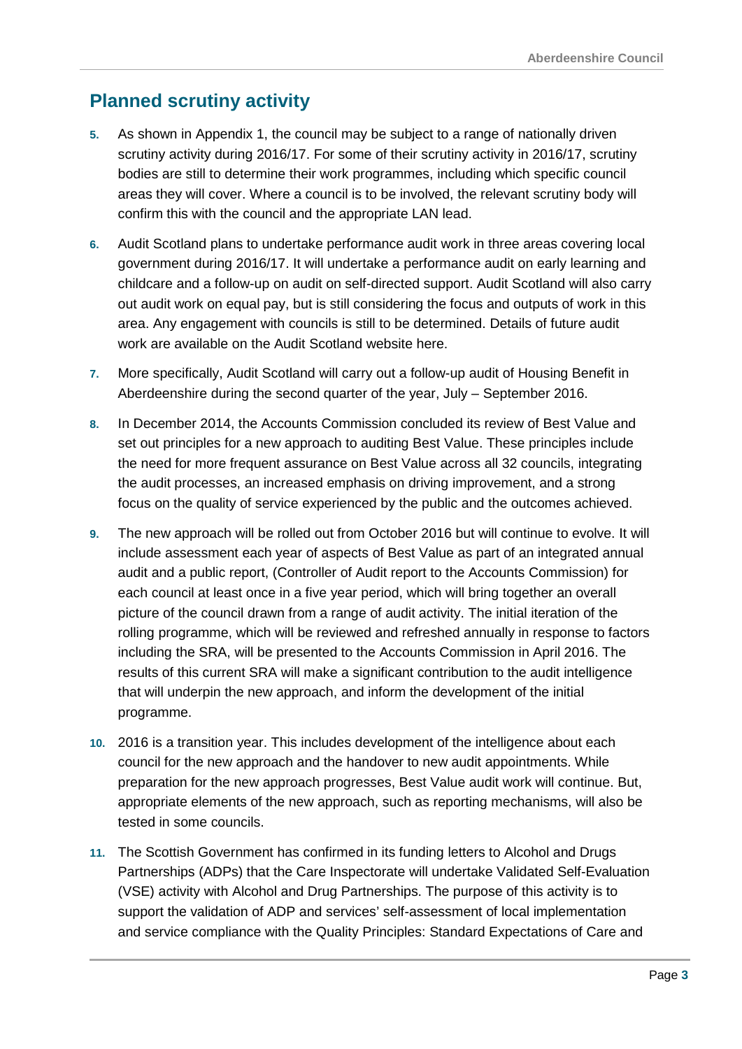## Planned scrutiny activity

5. As shown in Appendix 1, the council may be subject to a range of nationally driven scrutiny activity during 2016/17. For some of their scrutiny activity in 2016/17, scrutiny bodies are still to determine their work programmes, including which specific council areas they will cover. Where a council is to be involved, the relevant scrutiny body will confirm this with the council and the appropriate LAN lead.

6. Audit Scotland plans to undertake performance audit work in three areas covering local government during 2016/17. It will undertake a performance audit on early learning and childcare and a follow-up on audit on self-directed support. Audit Scotland will also carry out audit work on equal pay, but is still considering the focus and outputs of work in this area. Any engagement with councils is still to be determined. Details of future audit work are available on the Audit Scotland website here.

7. More specifically, Audit Scotland will carry out a follow-up audit of Housing Benefit in Aberdeenshire during the second quarter of the year, July – September 2016.

8. In December 2014, the Accounts Commission concluded its review of Best Value and set out principles for a new approach to auditing Best Value. These principles include the need for more frequent assurance on Best Value across all 32 councils, integrating the audit processes, an increased emphasis on driving improvement, and a strong focus on the quality of service experienced by the public and the outcomes achieved.

9. The new approach will be rolled out from October 2016 but will continue to evolve. It will include assessment each year of aspects of Best Value as part of an integrated annual audit and a public report, (Controller of Audit report to the Accounts Commission) for each council at least once in a five year period, which will bring together an overall picture of the council drawn from a range of audit activity. The initial iteration of the rolling programme, which will be reviewed and refreshed annually in response to factors including the SRA, will be presented to the Accounts Commission in April 2016. The results of this current SRA will make a significant contribution to the audit intelligence that will underpin the new approach, and inform the development of the initial programme.

10. 2016 is a transition year. This includes development of the intelligence about each council for the new approach and the handover to new audit appointments. While preparation for the new approach progresses, Best Value audit work will continue. But, appropriate elements of the new approach, such as reporting mechanisms, will also be tested in some councils.

11. The Scottish Government has confirmed in its funding letters to Alcohol and Drugs Partnerships (ADPs) that the Care Inspectorate will undertake Validated Self-Evaluation (VSE) activity with Alcohol and Drug Partnerships. The purpose of this activity is to support the validation of ADP and services' self-assessment of local implementation and service compliance with the Quality Principles: Standard Expectations of Care and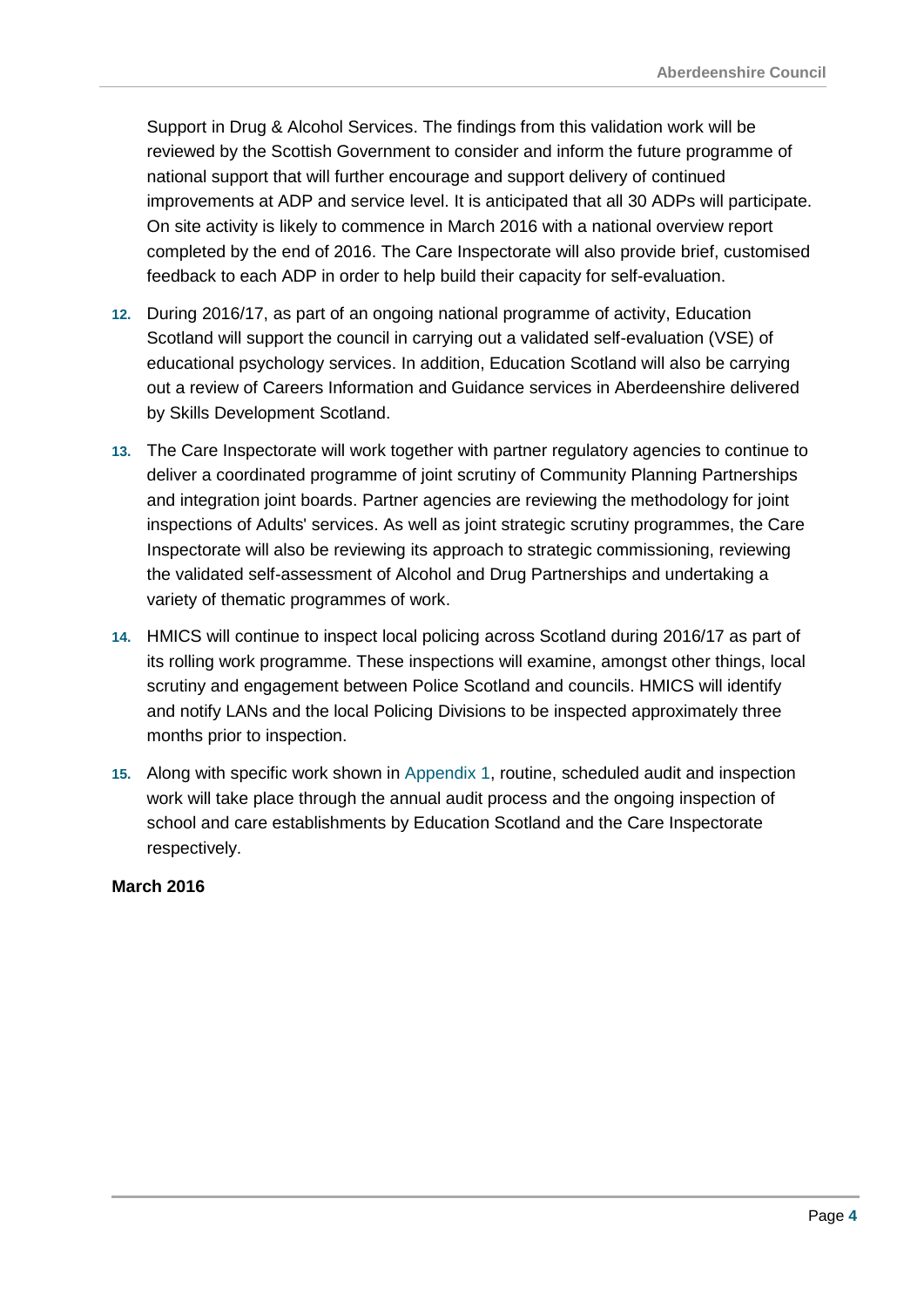Support in Drug & Alcohol Services. The findings from this validation work will be reviewed by the Scottish Government to consider and inform the future programme of national support that will further encourage and support delivery of continued improvements at ADP and service level. It is anticipated that all 30 ADPs will participate. On site activity is likely to commence in March 2016 with a national overview report completed by the end of 2016. The Care Inspectorate will also provide brief, customised feedback to each ADP in order to help build their capacity for self-evaluation.

12. During 2016/17, as part of an ongoing national programme of activity, Education Scotland will support the council in carrying out a validated self-evaluation (VSE) of educational psychology services. In addition, Education Scotland will also be carrying out a review of Careers Information and Guidance services in Aberdeenshire delivered by Skills Development Scotland.

13. The Care Inspectorate will work together with partner regulatory agencies to continue to deliver a coordinated programme of joint scrutiny of Community Planning Partnerships and integration joint boards. Partner agencies are reviewing the methodology for joint inspections of Adults' services. As well as joint strategic scrutiny programmes, the Care Inspectorate will also be reviewing its approach to strategic commissioning, reviewing the validated self-assessment of Alcohol and Drug Partnerships and undertaking a variety of thematic programmes of work.

14. HMICS will continue to inspect local policing across Scotland during 2016/17 as part of its rolling work programme. These inspections will examine, amongst other things, local scrutiny and engagement between Police Scotland and councils. HMICS will identify and notify LANs and the local Policing Divisions to be inspected approximately three months prior to inspection.

15. Along with specific work shown in Appendix 1, routine, scheduled audit and inspection work will take place through the annual audit process and the ongoing inspection of school and care establishments by Education Scotland and the Care Inspectorate respectively.

**March 2016**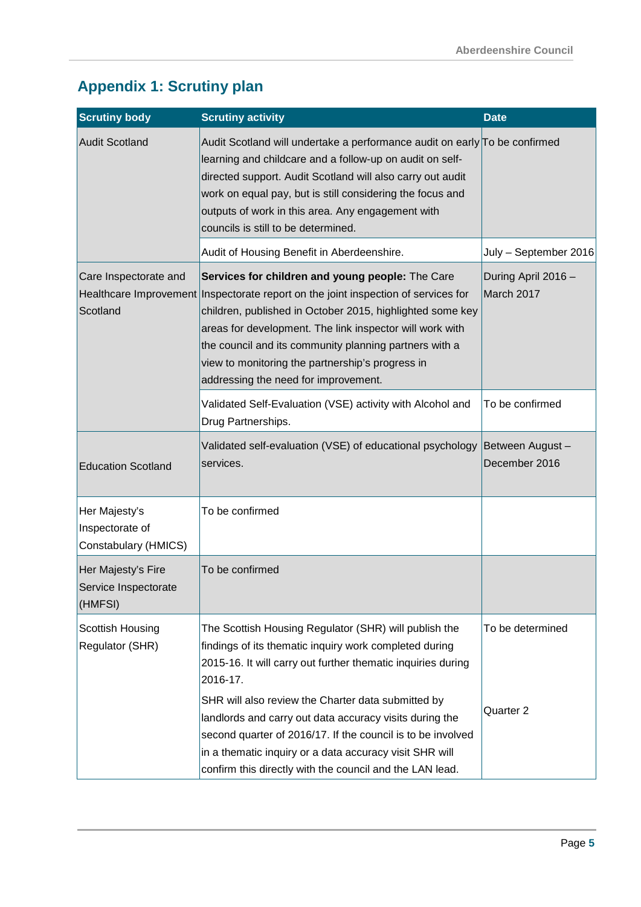## Appendix 1: Scrutiny plan

| Scrutiny body | Scrutiny activity | Date |
|---|---|---|
| Audit Scotland | Audit Scotland will undertake a performance audit on early learning and childcare and a follow-up on audit on self-directed support. Audit Scotland will also carry out audit work on equal pay, but is still considering the focus and outputs of work in this area. Any engagement with councils is still to be determined. | To be confirmed |
| | Audit of Housing Benefit in Aberdeenshire. | July – September 2016 |
| Care Inspectorate and Healthcare Improvement Scotland | **Services for children and young people:** The Care Inspectorate report on the joint inspection of services for children, published in October 2015, highlighted some key areas for development. The link inspector will work with the council and its community planning partners with a view to monitoring the partnership's progress in addressing the need for improvement. | During April 2016 – March 2017 |
| | Validated Self-Evaluation (VSE) activity with Alcohol and Drug Partnerships. | To be confirmed |
| Education Scotland | Validated self-evaluation (VSE) of educational psychology services. | Between August – December 2016 |
| Her Majesty's Inspectorate of Constabulary (HMICS) | To be confirmed | |
| Her Majesty's Fire Service Inspectorate (HMFSI) | To be confirmed | |
| Scottish Housing Regulator (SHR) | The Scottish Housing Regulator (SHR) will publish the findings of its thematic inquiry work completed during 2015-16. It will carry out further thematic inquiries during 2016-17. | To be determined |
| | SHR will also review the Charter data submitted by landlords and carry out data accuracy visits during the second quarter of 2016/17. If the council is to be involved in a thematic inquiry or a data accuracy visit SHR will confirm this directly with the council and the LAN lead. | Quarter 2 |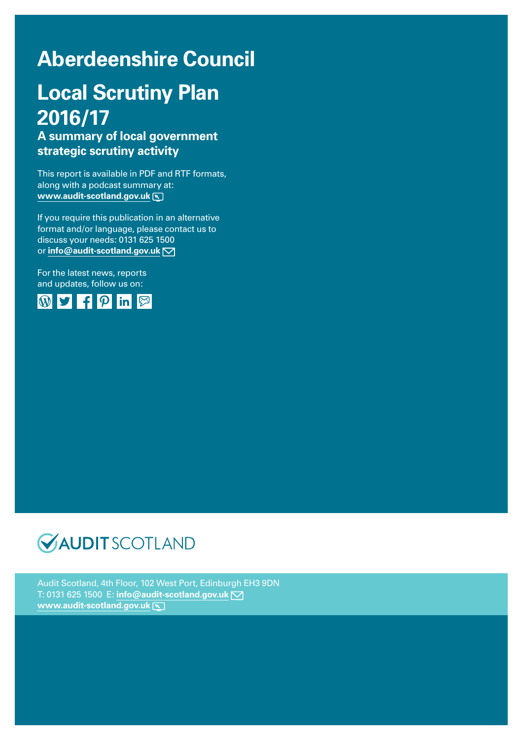# Aberdeenshire Council

# Local Scrutiny Plan 2016/17

### A summary of local government strategic scrutiny activity

This report is available in PDF and RTF formats, along with a podcast summary at: **www.audit-scotland.gov.uk**

If you require this publication in an alternative format and/or language, please contact us to discuss your needs: 0131 625 1500 or **info@audit-scotland.gov.uk**

For the latest news, reports and updates, follow us on:

AUDIT SCOTLAND

Audit Scotland, 4th Floor, 102 West Port, Edinburgh EH3 9DN
T: 0131 625 1500 E: **info@audit-scotland.gov.uk**
**www.audit-scotland.gov.uk**